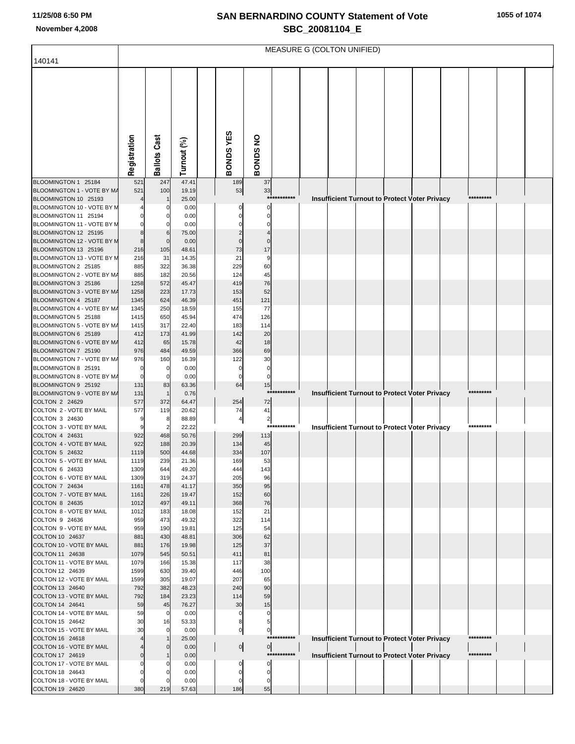# SAN BERNARDINO COUNTY Statement of Vote
## SBC_20081104_E

November 4,2008

140141

MEASURE G (COLTON UNIFIED)

| | Registration | Ballots Cast | Turnout (%) | BONDS YES | BONDS NO | | | | | | | | | |
|---|---|---|---|---|---|---|---|---|---|---|---|---|---|---|
| BLOOMINGTON 1 25184 | 521 | 247 | 47.41 | 189 | 37 | | | | | | | | | |
| BLOOMINGTON 1 - VOTE BY MA | 521 | 100 | 19.19 | 53 | 33 | | | | | | | | | |
| BLOOMINGTON 10 25193 | 4 | 1 | 25.00 | | | *********** | Insufficient Turnout to Protect Voter Privacy | | | | | | ********* | |
| BLOOMINGTON 10 - VOTE BY M | 4 | 0 | 0.00 | 0 | 0 | | | | | | | | | |
| BLOOMINGTON 11 25194 | 0 | 0 | 0.00 | 0 | 0 | | | | | | | | | |
| BLOOMINGTON 11 - VOTE BY M | 0 | 0 | 0.00 | 0 | 0 | | | | | | | | | |
| BLOOMINGTON 12 25195 | 8 | 6 | 75.00 | 2 | 4 | | | | | | | | | |
| BLOOMINGTON 12 - VOTE BY M | 8 | 0 | 0.00 | 0 | 0 | | | | | | | | | |
| BLOOMINGTON 13 25196 | 216 | 105 | 48.61 | 73 | 17 | | | | | | | | | |
| BLOOMINGTON 13 - VOTE BY M | 216 | 31 | 14.35 | 21 | 9 | | | | | | | | | |
| BLOOMINGTON 2 25185 | 885 | 322 | 36.38 | 229 | 60 | | | | | | | | | |
| BLOOMINGTON 2 - VOTE BY MA | 885 | 182 | 20.56 | 124 | 45 | | | | | | | | | |
| BLOOMINGTON 3 25186 | 1258 | 572 | 45.47 | 419 | 76 | | | | | | | | | |
| BLOOMINGTON 3 - VOTE BY MA | 1258 | 223 | 17.73 | 153 | 52 | | | | | | | | | |
| BLOOMINGTON 4 25187 | 1345 | 624 | 46.39 | 451 | 121 | | | | | | | | | |
| BLOOMINGTON 4 - VOTE BY MA | 1345 | 250 | 18.59 | 155 | 77 | | | | | | | | | |
| BLOOMINGTON 5 25188 | 1415 | 650 | 45.94 | 474 | 126 | | | | | | | | | |
| BLOOMINGTON 5 - VOTE BY MA | 1415 | 317 | 22.40 | 183 | 114 | | | | | | | | | |
| BLOOMINGTON 6 25189 | 412 | 173 | 41.99 | 142 | 20 | | | | | | | | | |
| BLOOMINGTON 6 - VOTE BY MA | 412 | 65 | 15.78 | 42 | 18 | | | | | | | | | |
| BLOOMINGTON 7 25190 | 976 | 484 | 49.59 | 366 | 69 | | | | | | | | | |
| BLOOMINGTON 7 - VOTE BY MA | 976 | 160 | 16.39 | 122 | 30 | | | | | | | | | |
| BLOOMINGTON 8 25191 | 0 | 0 | 0.00 | 0 | 0 | | | | | | | | | |
| BLOOMINGTON 8 - VOTE BY MA | 0 | 0 | 0.00 | 0 | 0 | | | | | | | | | |
| BLOOMINGTON 9 25192 | 131 | 83 | 63.36 | 64 | 15 | | | | | | | | | |
| BLOOMINGTON 9 - VOTE BY MA | 131 | 1 | 0.76 | | | *********** | Insufficient Turnout to Protect Voter Privacy | | | | | | ********* | |
| COLTON 2 24629 | 577 | 372 | 64.47 | 254 | 72 | | | | | | | | | |
| COLTON 2 - VOTE BY MAIL | 577 | 119 | 20.62 | 74 | 41 | | | | | | | | | |
| COLTON 3 24630 | 9 | 8 | 88.89 | 4 | 2 | | | | | | | | | |
| COLTON 3 - VOTE BY MAIL | 9 | 2 | 22.22 | | | *********** | Insufficient Turnout to Protect Voter Privacy | | | | | | ********* | |
| COLTON 4 24631 | 922 | 468 | 50.76 | 299 | 113 | | | | | | | | | |
| COLTON 4 - VOTE BY MAIL | 922 | 188 | 20.39 | 134 | 45 | | | | | | | | | |
| COLTON 5 24632 | 1119 | 500 | 44.68 | 334 | 107 | | | | | | | | | |
| COLTON 5 - VOTE BY MAIL | 1119 | 239 | 21.36 | 169 | 53 | | | | | | | | | |
| COLTON 6 24633 | 1309 | 644 | 49.20 | 444 | 143 | | | | | | | | | |
| COLTON 6 - VOTE BY MAIL | 1309 | 319 | 24.37 | 205 | 96 | | | | | | | | | |
| COLTON 7 24634 | 1161 | 478 | 41.17 | 350 | 95 | | | | | | | | | |
| COLTON 7 - VOTE BY MAIL | 1161 | 226 | 19.47 | 152 | 60 | | | | | | | | | |
| COLTON 8 24635 | 1012 | 497 | 49.11 | 368 | 76 | | | | | | | | | |
| COLTON 8 - VOTE BY MAIL | 1012 | 183 | 18.08 | 152 | 21 | | | | | | | | | |
| COLTON 9 24636 | 959 | 473 | 49.32 | 322 | 114 | | | | | | | | | |
| COLTON 9 - VOTE BY MAIL | 959 | 190 | 19.81 | 125 | 54 | | | | | | | | | |
| COLTON 10 24637 | 881 | 430 | 48.81 | 306 | 62 | | | | | | | | | |
| COLTON 10 - VOTE BY MAIL | 881 | 176 | 19.98 | 125 | 37 | | | | | | | | | |
| COLTON 11 24638 | 1079 | 545 | 50.51 | 411 | 81 | | | | | | | | | |
| COLTON 11 - VOTE BY MAIL | 1079 | 166 | 15.38 | 117 | 38 | | | | | | | | | |
| COLTON 12 24639 | 1599 | 630 | 39.40 | 446 | 100 | | | | | | | | | |
| COLTON 12 - VOTE BY MAIL | 1599 | 305 | 19.07 | 207 | 65 | | | | | | | | | |
| COLTON 13 24640 | 792 | 382 | 48.23 | 240 | 90 | | | | | | | | | |
| COLTON 13 - VOTE BY MAIL | 792 | 184 | 23.23 | 114 | 59 | | | | | | | | | |
| COLTON 14 24641 | 59 | 45 | 76.27 | 30 | 15 | | | | | | | | | |
| COLTON 14 - VOTE BY MAIL | 59 | 0 | 0.00 | 0 | 0 | | | | | | | | | |
| COLTON 15 24642 | 30 | 16 | 53.33 | 8 | 5 | | | | | | | | | |
| COLTON 15 - VOTE BY MAIL | 30 | 0 | 0.00 | 0 | 0 | | | | | | | | | |
| COLTON 16 24618 | 4 | 1 | 25.00 | | | *********** | Insufficient Turnout to Protect Voter Privacy | | | | | | ********* | |
| COLTON 16 - VOTE BY MAIL | 4 | 0 | 0.00 | 0 | 0 | | | | | | | | | |
| COLTON 17 24619 | 0 | 1 | 0.00 | | | *********** | Insufficient Turnout to Protect Voter Privacy | | | | | | ********* | |
| COLTON 17 - VOTE BY MAIL | 0 | 0 | 0.00 | 0 | 0 | | | | | | | | | |
| COLTON 18 24643 | 0 | 0 | 0.00 | 0 | 0 | | | | | | | | | |
| COLTON 18 - VOTE BY MAIL | 0 | 0 | 0.00 | 0 | 0 | | | | | | | | | |
| COLTON 19 24620 | 380 | 219 | 57.63 | 186 | 55 | | | | | | | | | |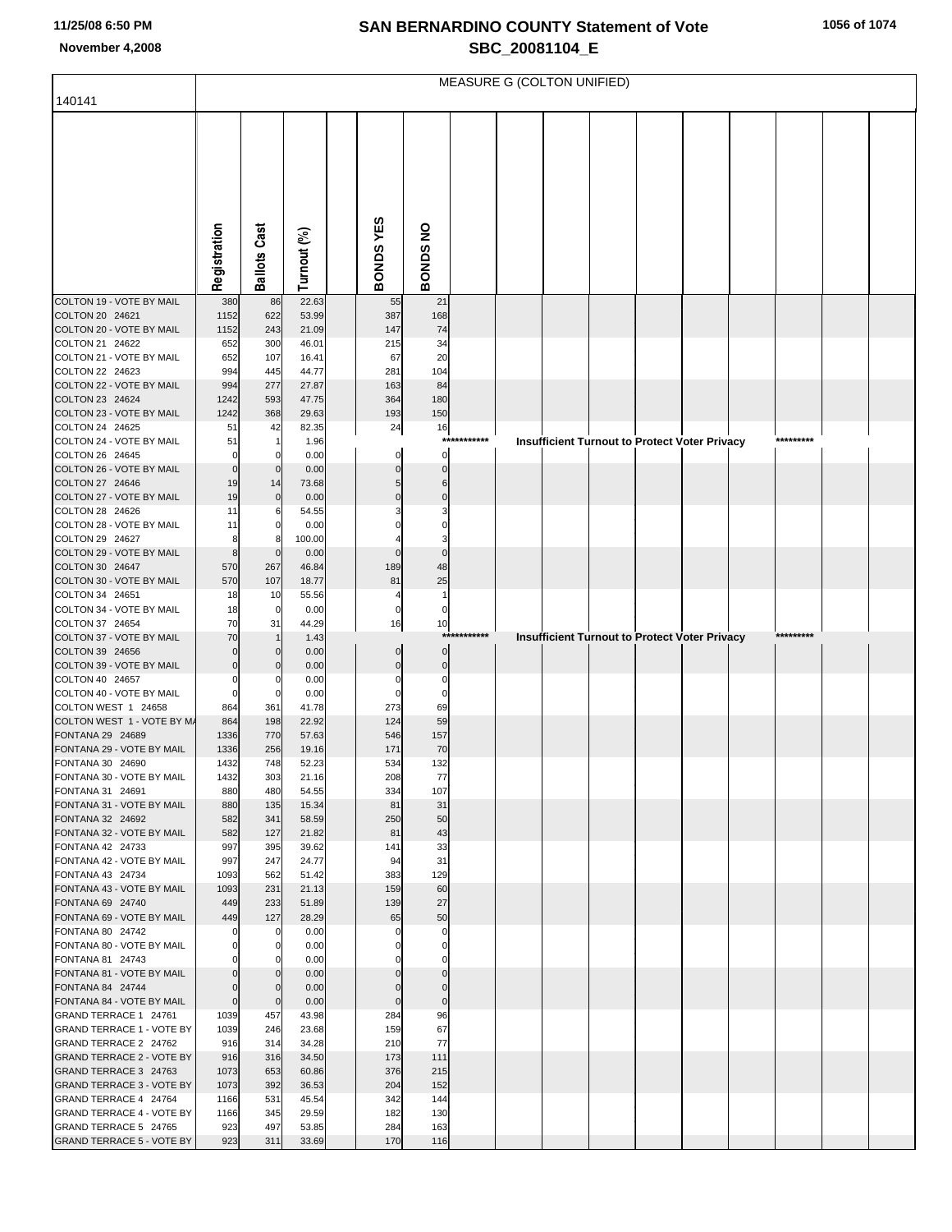# SAN BERNARDINO COUNTY Statement of Vote
## SBC_20081104_E

11/25/08 6:50 PM
November 4,2008

140141

MEASURE G (COLTON UNIFIED)

| | Registration | Ballots Cast | Turnout (%) | BONDS YES | BONDS NO |
|---|---|---|---|---|---|
| COLTON 19 - VOTE BY MAIL | 380 | 86 | 22.63 | 55 | 21 |
| COLTON 20 24621 | 1152 | 622 | 53.99 | 387 | 168 |
| COLTON 20 - VOTE BY MAIL | 1152 | 243 | 21.09 | 147 | 74 |
| COLTON 21 24622 | 652 | 300 | 46.01 | 215 | 34 |
| COLTON 21 - VOTE BY MAIL | 652 | 107 | 16.41 | 67 | 20 |
| COLTON 22 24623 | 994 | 445 | 44.77 | 281 | 104 |
| COLTON 22 - VOTE BY MAIL | 994 | 277 | 27.87 | 163 | 84 |
| COLTON 23 24624 | 1242 | 593 | 47.75 | 364 | 180 |
| COLTON 23 - VOTE BY MAIL | 1242 | 368 | 29.63 | 193 | 150 |
| COLTON 24 24625 | 51 | 42 | 82.35 | 24 | 16 |
| COLTON 24 - VOTE BY MAIL | 51 | 1 | 1.96 | *********** Insufficient Turnout to Protect Voter Privacy ********* | |
| COLTON 26 24645 | 0 | 0 | 0.00 | 0 | 0 |
| COLTON 26 - VOTE BY MAIL | 0 | 0 | 0.00 | 0 | 0 |
| COLTON 27 24646 | 19 | 14 | 73.68 | 5 | 6 |
| COLTON 27 - VOTE BY MAIL | 19 | 0 | 0.00 | 0 | 0 |
| COLTON 28 24626 | 11 | 6 | 54.55 | 3 | 3 |
| COLTON 28 - VOTE BY MAIL | 11 | 0 | 0.00 | 0 | 0 |
| COLTON 29 24627 | 8 | 8 | 100.00 | 4 | 3 |
| COLTON 29 - VOTE BY MAIL | 8 | 0 | 0.00 | 0 | 0 |
| COLTON 30 24647 | 570 | 267 | 46.84 | 189 | 48 |
| COLTON 30 - VOTE BY MAIL | 570 | 107 | 18.77 | 81 | 25 |
| COLTON 34 24651 | 18 | 10 | 55.56 | 4 | 1 |
| COLTON 34 - VOTE BY MAIL | 18 | 0 | 0.00 | 0 | 0 |
| COLTON 37 24654 | 70 | 31 | 44.29 | 16 | 10 |
| COLTON 37 - VOTE BY MAIL | 70 | 1 | 1.43 | *********** Insufficient Turnout to Protect Voter Privacy ********* | |
| COLTON 39 24656 | 0 | 0 | 0.00 | 0 | 0 |
| COLTON 39 - VOTE BY MAIL | 0 | 0 | 0.00 | 0 | 0 |
| COLTON 40 24657 | 0 | 0 | 0.00 | 0 | 0 |
| COLTON 40 - VOTE BY MAIL | 0 | 0 | 0.00 | 0 | 0 |
| COLTON WEST 1 24658 | 864 | 361 | 41.78 | 273 | 69 |
| COLTON WEST 1 - VOTE BY MA | 864 | 198 | 22.92 | 124 | 59 |
| FONTANA 29 24689 | 1336 | 770 | 57.63 | 546 | 157 |
| FONTANA 29 - VOTE BY MAIL | 1336 | 256 | 19.16 | 171 | 70 |
| FONTANA 30 24690 | 1432 | 748 | 52.23 | 534 | 132 |
| FONTANA 30 - VOTE BY MAIL | 1432 | 303 | 21.16 | 208 | 77 |
| FONTANA 31 24691 | 880 | 480 | 54.55 | 334 | 107 |
| FONTANA 31 - VOTE BY MAIL | 880 | 135 | 15.34 | 81 | 31 |
| FONTANA 32 24692 | 582 | 341 | 58.59 | 250 | 50 |
| FONTANA 32 - VOTE BY MAIL | 582 | 127 | 21.82 | 81 | 43 |
| FONTANA 42 24733 | 997 | 395 | 39.62 | 141 | 33 |
| FONTANA 42 - VOTE BY MAIL | 997 | 247 | 24.77 | 94 | 31 |
| FONTANA 43 24734 | 1093 | 562 | 51.42 | 383 | 129 |
| FONTANA 43 - VOTE BY MAIL | 1093 | 231 | 21.13 | 159 | 60 |
| FONTANA 69 24740 | 449 | 233 | 51.89 | 139 | 27 |
| FONTANA 69 - VOTE BY MAIL | 449 | 127 | 28.29 | 65 | 50 |
| FONTANA 80 24742 | 0 | 0 | 0.00 | 0 | 0 |
| FONTANA 80 - VOTE BY MAIL | 0 | 0 | 0.00 | 0 | 0 |
| FONTANA 81 24743 | 0 | 0 | 0.00 | 0 | 0 |
| FONTANA 81 - VOTE BY MAIL | 0 | 0 | 0.00 | 0 | 0 |
| FONTANA 84 24744 | 0 | 0 | 0.00 | 0 | 0 |
| FONTANA 84 - VOTE BY MAIL | 0 | 0 | 0.00 | 0 | 0 |
| GRAND TERRACE 1 24761 | 1039 | 457 | 43.98 | 284 | 96 |
| GRAND TERRACE 1 - VOTE BY | 1039 | 246 | 23.68 | 159 | 67 |
| GRAND TERRACE 2 24762 | 916 | 314 | 34.28 | 210 | 77 |
| GRAND TERRACE 2 - VOTE BY | 916 | 316 | 34.50 | 173 | 111 |
| GRAND TERRACE 3 24763 | 1073 | 653 | 60.86 | 376 | 215 |
| GRAND TERRACE 3 - VOTE BY | 1073 | 392 | 36.53 | 204 | 152 |
| GRAND TERRACE 4 24764 | 1166 | 531 | 45.54 | 342 | 144 |
| GRAND TERRACE 4 - VOTE BY | 1166 | 345 | 29.59 | 182 | 130 |
| GRAND TERRACE 5 24765 | 923 | 497 | 53.85 | 284 | 163 |
| GRAND TERRACE 5 - VOTE BY | 923 | 311 | 33.69 | 170 | 116 |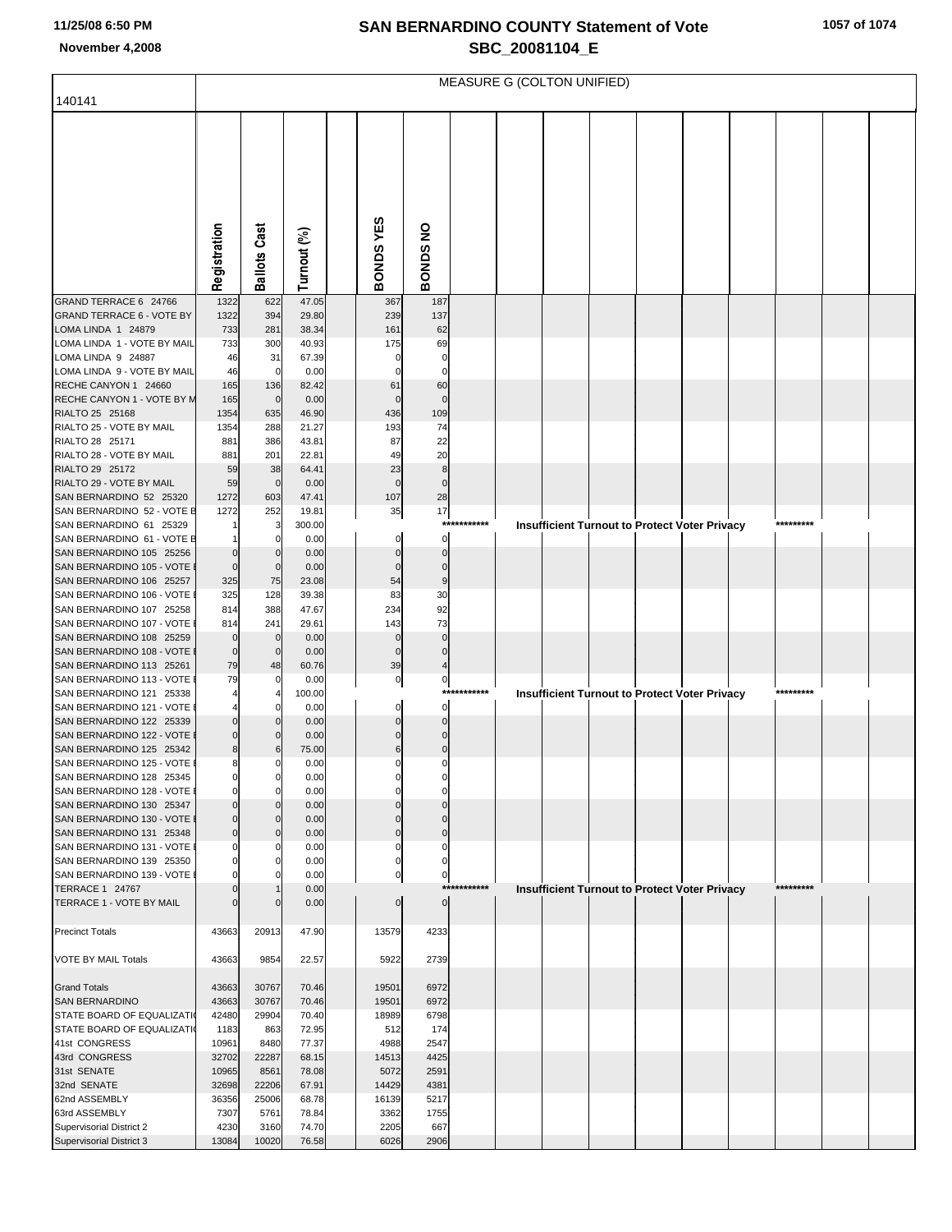# SAN BERNARDINO COUNTY Statement of Vote

## SBC_20081104_E

November 4,2008

MEASURE G (COLTON UNIFIED)

140141

| | Registration | Ballots Cast | Turnout (%) | | BONDS YES | BONDS NO | | | | | | | | | | |
|---|---|---|---|---|---|---|---|---|---|---|---|---|---|---|---|---|
| GRAND TERRACE 6 24766 | 1322 | 622 | 47.05 | | 367 | 187 | | | | | | | | | | |
| GRAND TERRACE 6 - VOTE BY | 1322 | 394 | 29.80 | | 239 | 137 | | | | | | | | | | |
| LOMA LINDA 1 24879 | 733 | 281 | 38.34 | | 161 | 62 | | | | | | | | | | |
| LOMA LINDA 1 - VOTE BY MAIL | 733 | 300 | 40.93 | | 175 | 69 | | | | | | | | | | |
| LOMA LINDA 9 24887 | 46 | 31 | 67.39 | | 0 | 0 | | | | | | | | | | |
| LOMA LINDA 9 - VOTE BY MAIL | 46 | 0 | 0.00 | | 0 | 0 | | | | | | | | | | |
| RECHE CANYON 1 24660 | 165 | 136 | 82.42 | | 61 | 60 | | | | | | | | | | |
| RECHE CANYON 1 - VOTE BY M | 165 | 0 | 0.00 | | 0 | 0 | | | | | | | | | | |
| RIALTO 25 25168 | 1354 | 635 | 46.90 | | 436 | 109 | | | | | | | | | | |
| RIALTO 25 - VOTE BY MAIL | 1354 | 288 | 21.27 | | 193 | 74 | | | | | | | | | | |
| RIALTO 28 25171 | 881 | 386 | 43.81 | | 87 | 22 | | | | | | | | | | |
| RIALTO 28 - VOTE BY MAIL | 881 | 201 | 22.81 | | 49 | 20 | | | | | | | | | | |
| RIALTO 29 25172 | 59 | 38 | 64.41 | | 23 | 8 | | | | | | | | | | |
| RIALTO 29 - VOTE BY MAIL | 59 | 0 | 0.00 | | 0 | 0 | | | | | | | | | | |
| SAN BERNARDINO 52 25320 | 1272 | 603 | 47.41 | | 107 | 28 | | | | | | | | | | |
| SAN BERNARDINO 52 - VOTE B | 1272 | 252 | 19.81 | | 35 | 17 | | | | | | | | | | |
| SAN BERNARDINO 61 25329 | 1 | 3 | 300.00 | | | | *********** | | Insufficient Turnout to Protect Voter Privacy | | | | | ********* | | |
| SAN BERNARDINO 61 - VOTE B | 1 | 0 | 0.00 | | 0 | 0 | | | | | | | | | | |
| SAN BERNARDINO 105 25256 | 0 | 0 | 0.00 | | 0 | 0 | | | | | | | | | | |
| SAN BERNARDINO 105 - VOTE | 0 | 0 | 0.00 | | 0 | 0 | | | | | | | | | | |
| SAN BERNARDINO 106 25257 | 325 | 75 | 23.08 | | 54 | 9 | | | | | | | | | | |
| SAN BERNARDINO 106 - VOTE | 325 | 128 | 39.38 | | 83 | 30 | | | | | | | | | | |
| SAN BERNARDINO 107 25258 | 814 | 388 | 47.67 | | 234 | 92 | | | | | | | | | | |
| SAN BERNARDINO 107 - VOTE | 814 | 241 | 29.61 | | 143 | 73 | | | | | | | | | | |
| SAN BERNARDINO 108 25259 | 0 | 0 | 0.00 | | 0 | 0 | | | | | | | | | | |
| SAN BERNARDINO 108 - VOTE | 0 | 0 | 0.00 | | 0 | 0 | | | | | | | | | | |
| SAN BERNARDINO 113 25261 | 79 | 48 | 60.76 | | 39 | 4 | | | | | | | | | | |
| SAN BERNARDINO 113 - VOTE | 79 | 0 | 0.00 | | 0 | 0 | | | | | | | | | | |
| SAN BERNARDINO 121 25338 | 4 | 4 | 100.00 | | | | *********** | | Insufficient Turnout to Protect Voter Privacy | | | | | ********* | | |
| SAN BERNARDINO 121 - VOTE | 4 | 0 | 0.00 | | 0 | 0 | | | | | | | | | | |
| SAN BERNARDINO 122 25339 | 0 | 0 | 0.00 | | 0 | 0 | | | | | | | | | | |
| SAN BERNARDINO 122 - VOTE | 0 | 0 | 0.00 | | 0 | 0 | | | | | | | | | | |
| SAN BERNARDINO 125 25342 | 8 | 6 | 75.00 | | 6 | 0 | | | | | | | | | | |
| SAN BERNARDINO 125 - VOTE | 8 | 0 | 0.00 | | 0 | 0 | | | | | | | | | | |
| SAN BERNARDINO 128 25345 | 0 | 0 | 0.00 | | 0 | 0 | | | | | | | | | | |
| SAN BERNARDINO 128 - VOTE | 0 | 0 | 0.00 | | 0 | 0 | | | | | | | | | | |
| SAN BERNARDINO 130 25347 | 0 | 0 | 0.00 | | 0 | 0 | | | | | | | | | | |
| SAN BERNARDINO 130 - VOTE | 0 | 0 | 0.00 | | 0 | 0 | | | | | | | | | | |
| SAN BERNARDINO 131 25348 | 0 | 0 | 0.00 | | 0 | 0 | | | | | | | | | | |
| SAN BERNARDINO 131 - VOTE | 0 | 0 | 0.00 | | 0 | 0 | | | | | | | | | | |
| SAN BERNARDINO 139 25350 | 0 | 0 | 0.00 | | 0 | 0 | | | | | | | | | | |
| SAN BERNARDINO 139 - VOTE | 0 | 0 | 0.00 | | 0 | 0 | | | | | | | | | | |
| TERRACE 1 24767 | 0 | 1 | 0.00 | | | | *********** | | Insufficient Turnout to Protect Voter Privacy | | | | | ********* | | |
| TERRACE 1 - VOTE BY MAIL | 0 | 0 | 0.00 | | 0 | 0 | | | | | | | | | | |
| Precinct Totals | 43663 | 20913 | 47.90 | | 13579 | 4233 | | | | | | | | | | |
| VOTE BY MAIL Totals | 43663 | 9854 | 22.57 | | 5922 | 2739 | | | | | | | | | | |
| Grand Totals | 43663 | 30767 | 70.46 | | 19501 | 6972 | | | | | | | | | | |
| SAN BERNARDINO | 43663 | 30767 | 70.46 | | 19501 | 6972 | | | | | | | | | | |
| STATE BOARD OF EQUALIZATI | 42480 | 29904 | 70.40 | | 18989 | 6798 | | | | | | | | | | |
| STATE BOARD OF EQUALIZATI | 1183 | 863 | 72.95 | | 512 | 174 | | | | | | | | | | |
| 41st CONGRESS | 10961 | 8480 | 77.37 | | 4988 | 2547 | | | | | | | | | | |
| 43rd CONGRESS | 32702 | 22287 | 68.15 | | 14513 | 4425 | | | | | | | | | | |
| 31st SENATE | 10965 | 8561 | 78.08 | | 5072 | 2591 | | | | | | | | | | |
| 32nd SENATE | 32698 | 22206 | 67.91 | | 14429 | 4381 | | | | | | | | | | |
| 62nd ASSEMBLY | 36356 | 25006 | 68.78 | | 16139 | 5217 | | | | | | | | | | |
| 63rd ASSEMBLY | 7307 | 5761 | 78.84 | | 3362 | 1755 | | | | | | | | | | |
| Supervisorial District 2 | 4230 | 3160 | 74.70 | | 2205 | 667 | | | | | | | | | | |
| Supervisorial District 3 | 13084 | 10020 | 76.58 | | 6026 | 2906 | | | | | | | | | | |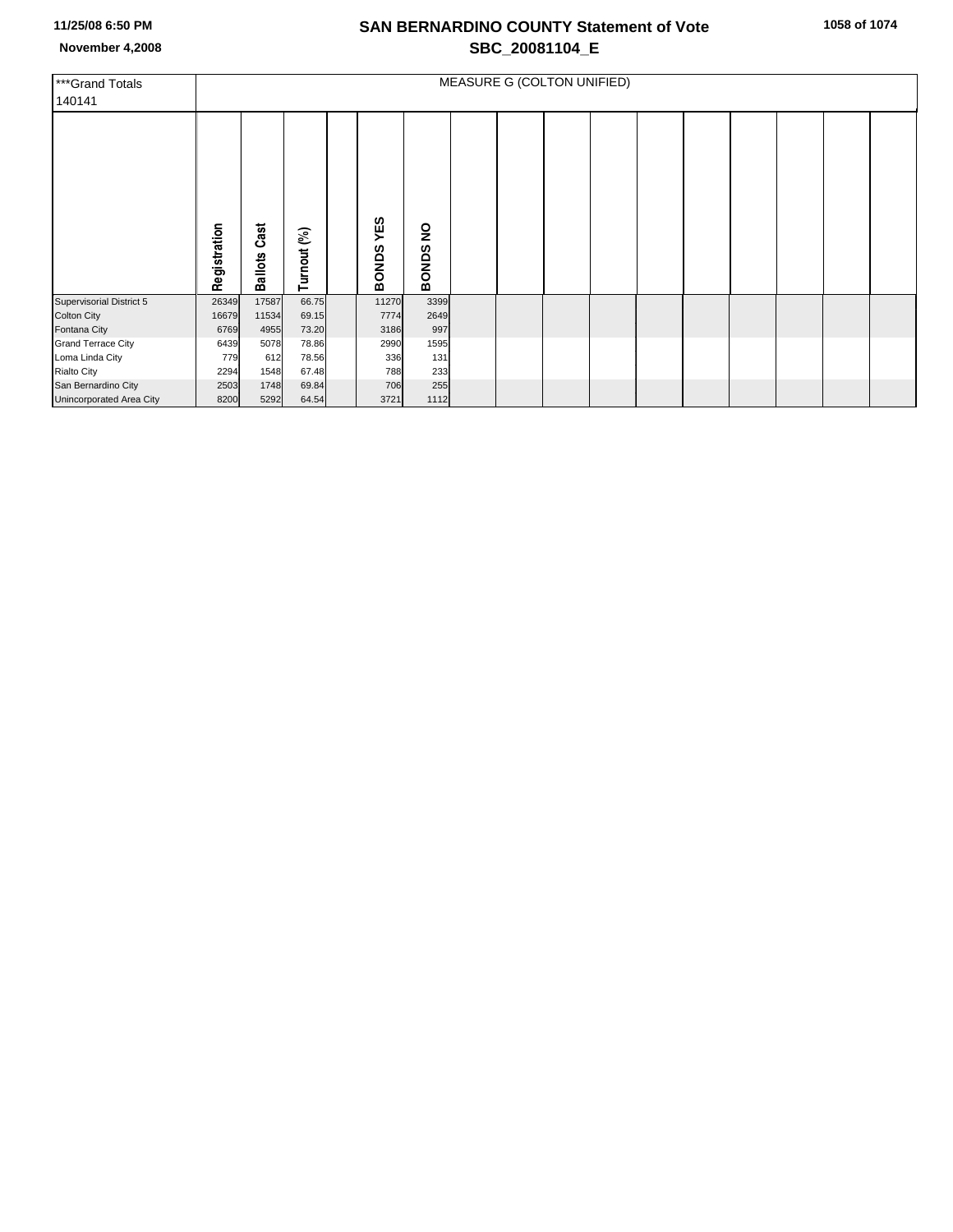# SAN BERNARDINO COUNTY Statement of Vote

## SBC_20081104_E

November 4,2008

| ***Grand Totals 140141 | MEASURE G (COLTON UNIFIED) | | | | | |
|---|---|---|---|---|---|---|
| | Registration | Ballots Cast | Turnout (%) | | BONDS YES | BONDS NO |
| Supervisorial District 5 | 26349 | 17587 | 66.75 | | 11270 | 3399 |
| Colton City | 16679 | 11534 | 69.15 | | 7774 | 2649 |
| Fontana City | 6769 | 4955 | 73.20 | | 3186 | 997 |
| Grand Terrace City | 6439 | 5078 | 78.86 | | 2990 | 1595 |
| Loma Linda City | 779 | 612 | 78.56 | | 336 | 131 |
| Rialto City | 2294 | 1548 | 67.48 | | 788 | 233 |
| San Bernardino City | 2503 | 1748 | 69.84 | | 706 | 255 |
| Unincorporated Area City | 8200 | 5292 | 64.54 | | 3721 | 1112 |